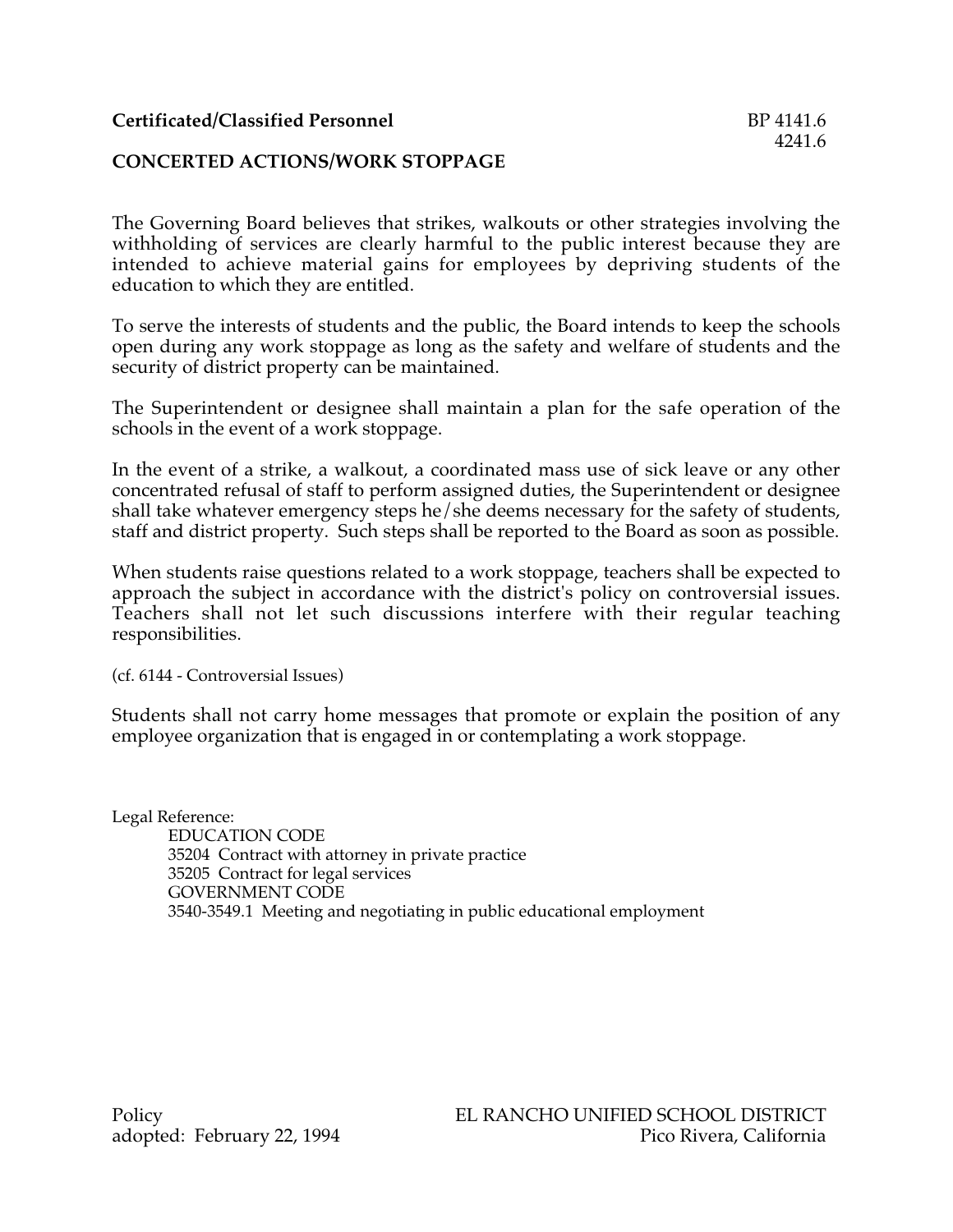**Certificated/Classified Personnel** BP 4141.6
4241.6

## CONCERTED ACTIONS/WORK STOPPAGE

The Governing Board believes that strikes, walkouts or other strategies involving the withholding of services are clearly harmful to the public interest because they are intended to achieve material gains for employees by depriving students of the education to which they are entitled.

To serve the interests of students and the public, the Board intends to keep the schools open during any work stoppage as long as the safety and welfare of students and the security of district property can be maintained.

The Superintendent or designee shall maintain a plan for the safe operation of the schools in the event of a work stoppage.

In the event of a strike, a walkout, a coordinated mass use of sick leave or any other concentrated refusal of staff to perform assigned duties, the Superintendent or designee shall take whatever emergency steps he/she deems necessary for the safety of students, staff and district property. Such steps shall be reported to the Board as soon as possible.

When students raise questions related to a work stoppage, teachers shall be expected to approach the subject in accordance with the district's policy on controversial issues. Teachers shall not let such discussions interfere with their regular teaching responsibilities.

(cf. 6144 - Controversial Issues)

Students shall not carry home messages that promote or explain the position of any employee organization that is engaged in or contemplating a work stoppage.

Legal Reference:
EDUCATION CODE
35204 Contract with attorney in private practice
35205 Contract for legal services
GOVERNMENT CODE
3540-3549.1 Meeting and negotiating in public educational employment

Policy
adopted: February 22, 1994

EL RANCHO UNIFIED SCHOOL DISTRICT
Pico Rivera, California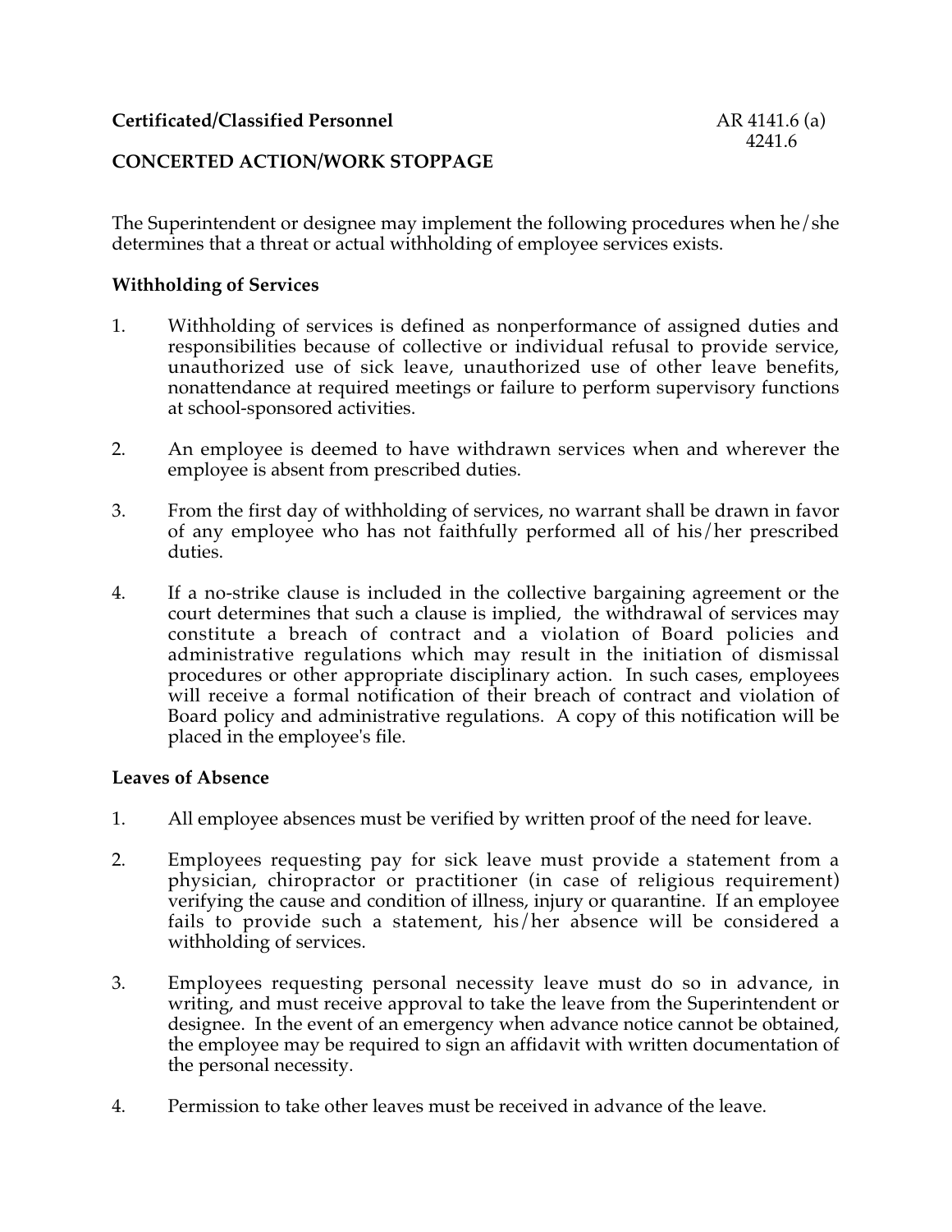**Certificated/Classified Personnel** AR 4141.6 (a)
4241.6

**CONCERTED ACTION/WORK STOPPAGE**

The Superintendent or designee may implement the following procedures when he/she determines that a threat or actual withholding of employee services exists.

**Withholding of Services**

1. Withholding of services is defined as nonperformance of assigned duties and responsibilities because of collective or individual refusal to provide service, unauthorized use of sick leave, unauthorized use of other leave benefits, nonattendance at required meetings or failure to perform supervisory functions at school-sponsored activities.

2. An employee is deemed to have withdrawn services when and wherever the employee is absent from prescribed duties.

3. From the first day of withholding of services, no warrant shall be drawn in favor of any employee who has not faithfully performed all of his/her prescribed duties.

4. If a no-strike clause is included in the collective bargaining agreement or the court determines that such a clause is implied, the withdrawal of services may constitute a breach of contract and a violation of Board policies and administrative regulations which may result in the initiation of dismissal procedures or other appropriate disciplinary action. In such cases, employees will receive a formal notification of their breach of contract and violation of Board policy and administrative regulations. A copy of this notification will be placed in the employee's file.

**Leaves of Absence**

1. All employee absences must be verified by written proof of the need for leave.

2. Employees requesting pay for sick leave must provide a statement from a physician, chiropractor or practitioner (in case of religious requirement) verifying the cause and condition of illness, injury or quarantine. If an employee fails to provide such a statement, his/her absence will be considered a withholding of services.

3. Employees requesting personal necessity leave must do so in advance, in writing, and must receive approval to take the leave from the Superintendent or designee. In the event of an emergency when advance notice cannot be obtained, the employee may be required to sign an affidavit with written documentation of the personal necessity.

4. Permission to take other leaves must be received in advance of the leave.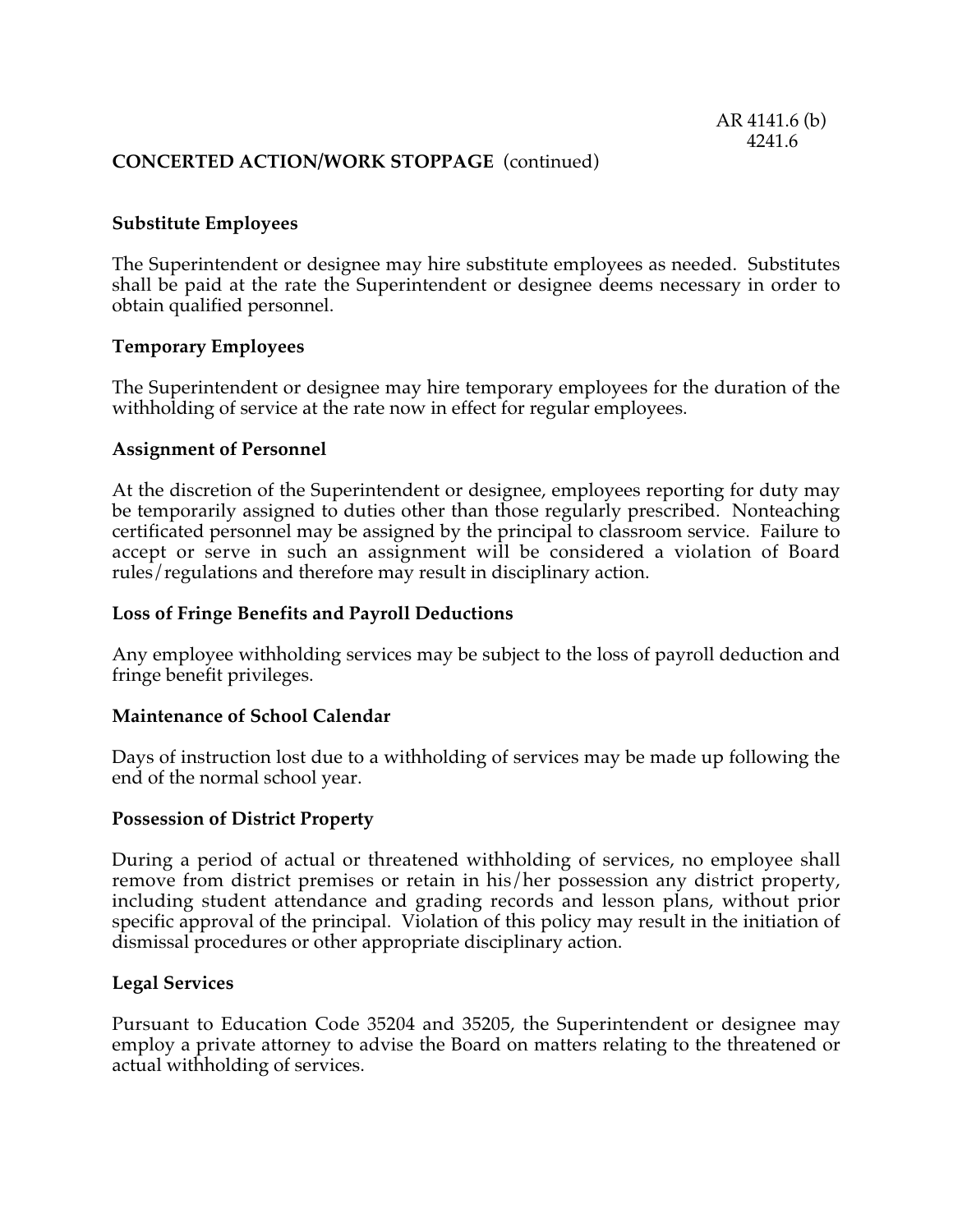**CONCERTED ACTION/WORK STOPPAGE** (continued)

**Substitute Employees**

The Superintendent or designee may hire substitute employees as needed. Substitutes shall be paid at the rate the Superintendent or designee deems necessary in order to obtain qualified personnel.

**Temporary Employees**

The Superintendent or designee may hire temporary employees for the duration of the withholding of service at the rate now in effect for regular employees.

**Assignment of Personnel**

At the discretion of the Superintendent or designee, employees reporting for duty may be temporarily assigned to duties other than those regularly prescribed. Nonteaching certificated personnel may be assigned by the principal to classroom service. Failure to accept or serve in such an assignment will be considered a violation of Board rules/regulations and therefore may result in disciplinary action.

**Loss of Fringe Benefits and Payroll Deductions**

Any employee withholding services may be subject to the loss of payroll deduction and fringe benefit privileges.

**Maintenance of School Calendar**

Days of instruction lost due to a withholding of services may be made up following the end of the normal school year.

**Possession of District Property**

During a period of actual or threatened withholding of services, no employee shall remove from district premises or retain in his/her possession any district property, including student attendance and grading records and lesson plans, without prior specific approval of the principal. Violation of this policy may result in the initiation of dismissal procedures or other appropriate disciplinary action.

**Legal Services**

Pursuant to Education Code 35204 and 35205, the Superintendent or designee may employ a private attorney to advise the Board on matters relating to the threatened or actual withholding of services.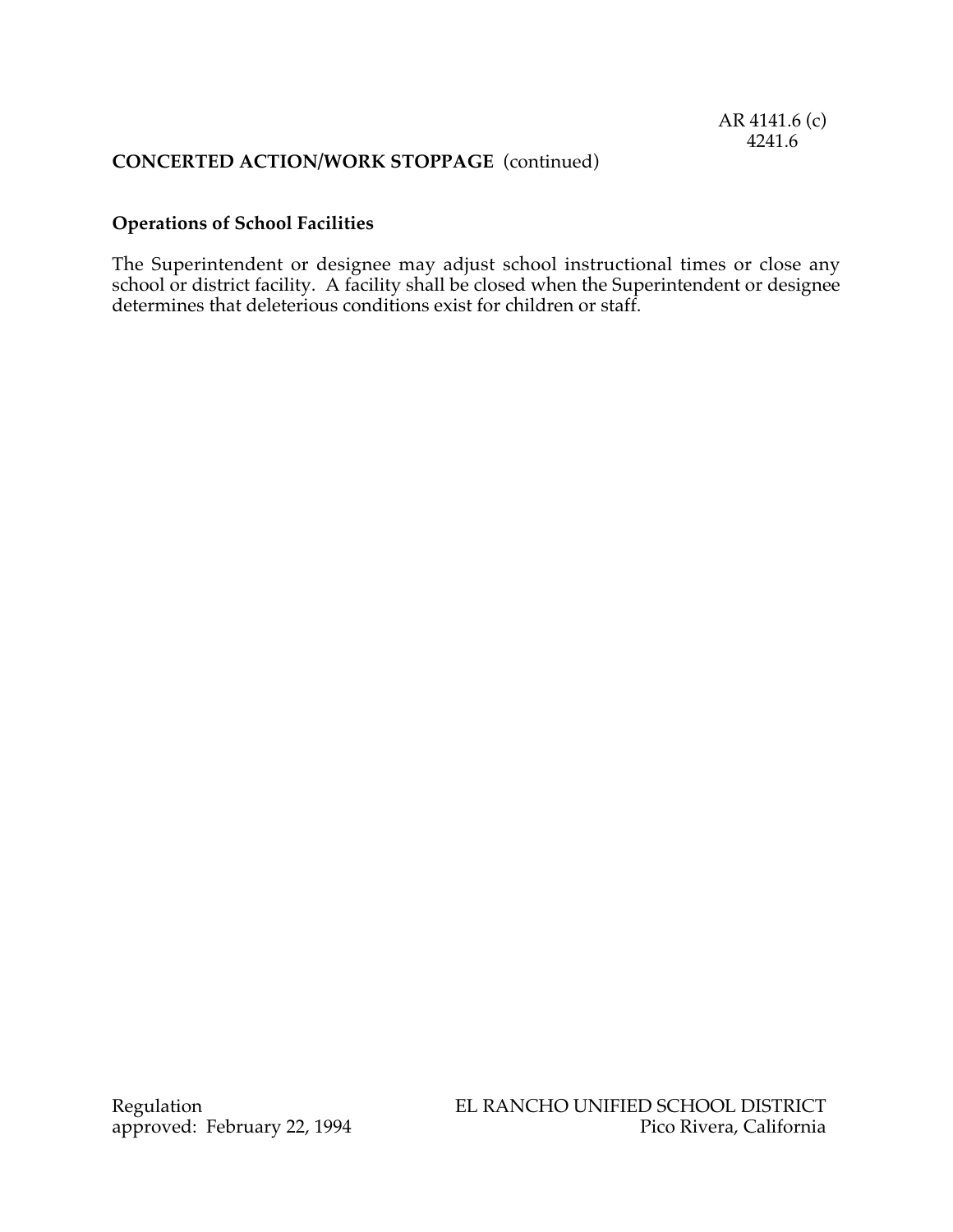## Operations of School Facilities

The Superintendent or designee may adjust school instructional times or close any school or district facility. A facility shall be closed when the Superintendent or designee determines that deleterious conditions exist for children or staff.

Regulation
approved: February 22, 1994

EL RANCHO UNIFIED SCHOOL DISTRICT
Pico Rivera, California